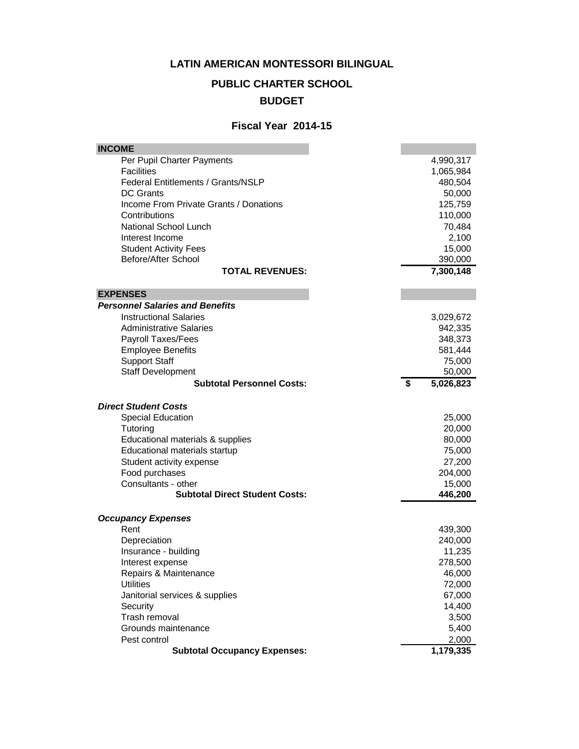# LATIN AMERICAN MONTESSORI BILINGUAL

## PUBLIC CHARTER SCHOOL

## BUDGET

### Fiscal Year 2014-15

| INCOME | |
|---|---|
| Per Pupil Charter Payments | 4,990,317 |
| Facilities | 1,065,984 |
| Federal Entitlements / Grants/NSLP | 480,504 |
| DC Grants | 50,000 |
| Income From Private Grants / Donations | 125,759 |
| Contributions | 110,000 |
| National School Lunch | 70,484 |
| Interest Income | 2,100 |
| Student Activity Fees | 15,000 |
| Before/After School | 390,000 |
| **TOTAL REVENUES:** | **7,300,148** |
| | |
| **EXPENSES** | |
| ***Personnel Salaries and Benefits*** | |
| Instructional Salaries | 3,029,672 |
| Administrative Salaries | 942,335 |
| Payroll Taxes/Fees | 348,373 |
| Employee Benefits | 581,444 |
| Support Staff | 75,000 |
| Staff Development | 50,000 |
| **Subtotal Personnel Costs:** | **$ 5,026,823** |
| | |
| ***Direct Student Costs*** | |
| Special Education | 25,000 |
| Tutoring | 20,000 |
| Educational materials & supplies | 80,000 |
| Educational materials startup | 75,000 |
| Student activity expense | 27,200 |
| Food purchases | 204,000 |
| Consultants - other | 15,000 |
| **Subtotal Direct Student Costs:** | **446,200** |
| | |
| ***Occupancy Expenses*** | |
| Rent | 439,300 |
| Depreciation | 240,000 |
| Insurance - building | 11,235 |
| Interest expense | 278,500 |
| Repairs & Maintenance | 46,000 |
| Utilities | 72,000 |
| Janitorial services & supplies | 67,000 |
| Security | 14,400 |
| Trash removal | 3,500 |
| Grounds maintenance | 5,400 |
| Pest control | 2,000 |
| **Subtotal Occupancy Expenses:** | **1,179,335** |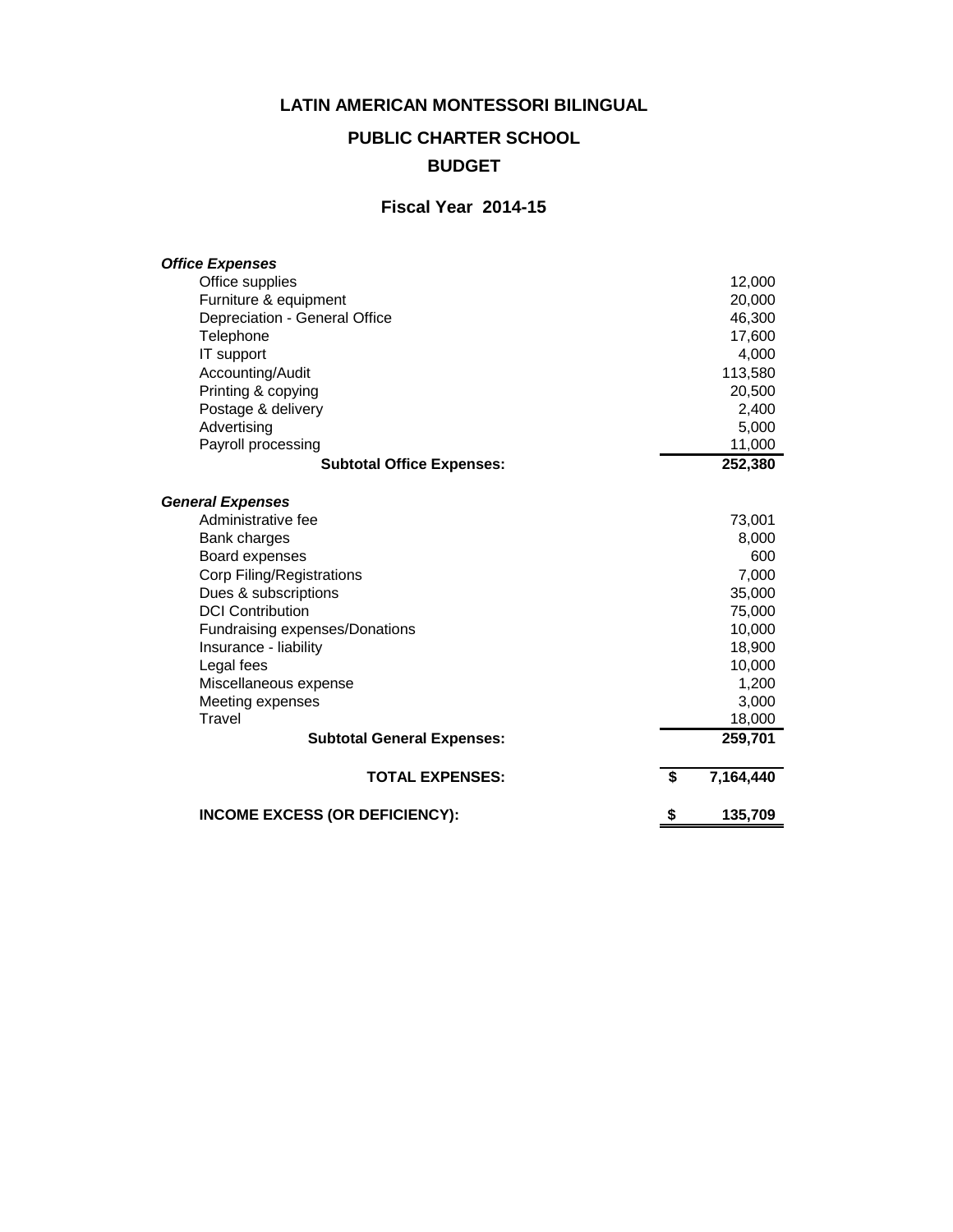**LATIN AMERICAN MONTESSORI BILINGUAL**

**PUBLIC CHARTER SCHOOL**

**BUDGET**

**Fiscal Year 2014-15**

| | |
|---|---|
| ***Office Expenses*** | |
| Office supplies | 12,000 |
| Furniture & equipment | 20,000 |
| Depreciation - General Office | 46,300 |
| Telephone | 17,600 |
| IT support | 4,000 |
| Accounting/Audit | 113,580 |
| Printing & copying | 20,500 |
| Postage & delivery | 2,400 |
| Advertising | 5,000 |
| Payroll processing | 11,000 |
| **Subtotal Office Expenses:** | **252,380** |
| ***General Expenses*** | |
| Administrative fee | 73,001 |
| Bank charges | 8,000 |
| Board expenses | 600 |
| Corp Filing/Registrations | 7,000 |
| Dues & subscriptions | 35,000 |
| DCI Contribution | 75,000 |
| Fundraising expenses/Donations | 10,000 |
| Insurance - liability | 18,900 |
| Legal fees | 10,000 |
| Miscellaneous expense | 1,200 |
| Meeting expenses | 3,000 |
| Travel | 18,000 |
| **Subtotal General Expenses:** | **259,701** |
| **TOTAL EXPENSES:** | **$ 7,164,440** |
| **INCOME EXCESS (OR DEFICIENCY):** | **$ 135,709** |